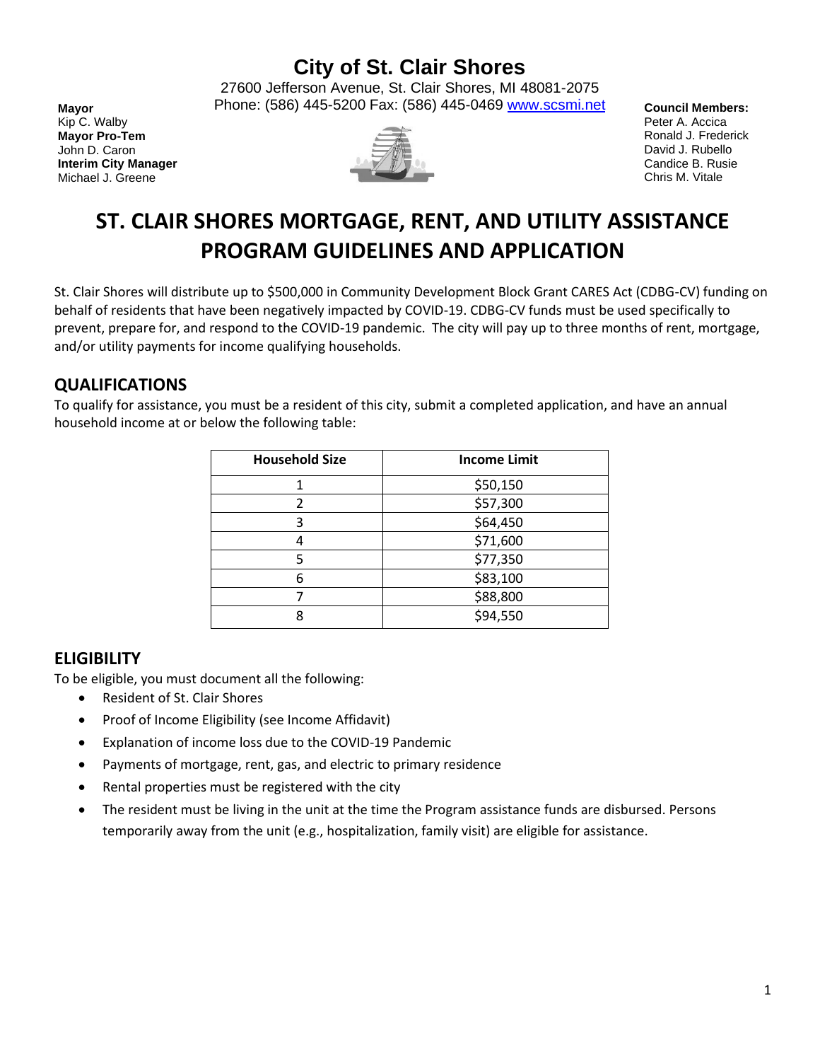# City of St. Clair Shores

27600 Jefferson Avenue, St. Clair Shores, MI 48081-2075
Phone: (586) 445-5200 Fax: (586) 445-0469 www.scsmi.net

**Mayor**
Kip C. Walby
**Mayor Pro-Tem**
John D. Caron
**Interim City Manager**
Michael J. Greene

**Council Members:**
Peter A. Accica
Ronald J. Frederick
David J. Rubello
Candice B. Rusie
Chris M. Vitale

# ST. CLAIR SHORES MORTGAGE, RENT, AND UTILITY ASSISTANCE PROGRAM GUIDELINES AND APPLICATION

St. Clair Shores will distribute up to $500,000 in Community Development Block Grant CARES Act (CDBG-CV) funding on behalf of residents that have been negatively impacted by COVID-19. CDBG-CV funds must be used specifically to prevent, prepare for, and respond to the COVID-19 pandemic. The city will pay up to three months of rent, mortgage, and/or utility payments for income qualifying households.

## QUALIFICATIONS

To qualify for assistance, you must be a resident of this city, submit a completed application, and have an annual household income at or below the following table:

| Household Size | Income Limit |
|---|---|
| 1 | $50,150 |
| 2 | $57,300 |
| 3 | $64,450 |
| 4 | $71,600 |
| 5 | $77,350 |
| 6 | $83,100 |
| 7 | $88,800 |
| 8 | $94,550 |

## ELIGIBILITY

To be eligible, you must document all the following:

- Resident of St. Clair Shores
- Proof of Income Eligibility (see Income Affidavit)
- Explanation of income loss due to the COVID-19 Pandemic
- Payments of mortgage, rent, gas, and electric to primary residence
- Rental properties must be registered with the city
- The resident must be living in the unit at the time the Program assistance funds are disbursed. Persons temporarily away from the unit (e.g., hospitalization, family visit) are eligible for assistance.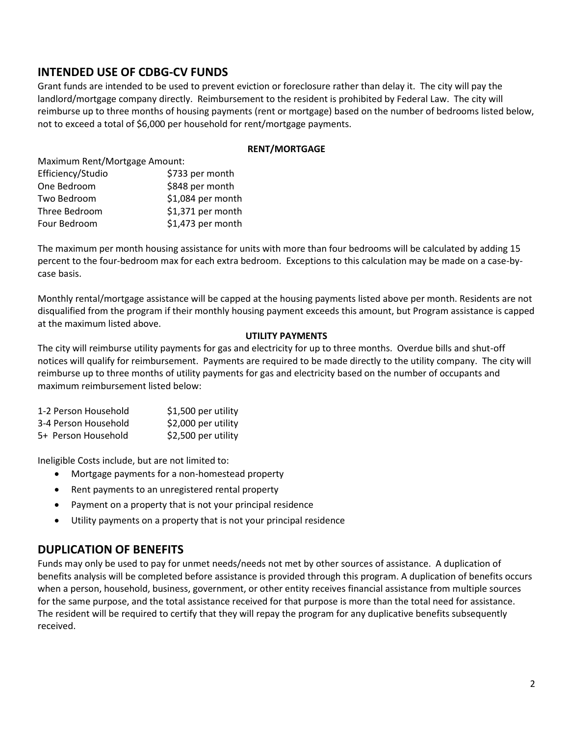## INTENDED USE OF CDBG-CV FUNDS

Grant funds are intended to be used to prevent eviction or foreclosure rather than delay it. The city will pay the landlord/mortgage company directly. Reimbursement to the resident is prohibited by Federal Law. The city will reimburse up to three months of housing payments (rent or mortgage) based on the number of bedrooms listed below, not to exceed a total of $6,000 per household for rent/mortgage payments.

**RENT/MORTGAGE**

Maximum Rent/Mortgage Amount:

| | |
|---|---|
| Efficiency/Studio | $733 per month |
| One Bedroom | $848 per month |
| Two Bedroom | $1,084 per month |
| Three Bedroom | $1,371 per month |
| Four Bedroom | $1,473 per month |

The maximum per month housing assistance for units with more than four bedrooms will be calculated by adding 15 percent to the four-bedroom max for each extra bedroom. Exceptions to this calculation may be made on a case-by-case basis.

Monthly rental/mortgage assistance will be capped at the housing payments listed above per month. Residents are not disqualified from the program if their monthly housing payment exceeds this amount, but Program assistance is capped at the maximum listed above.

**UTILITY PAYMENTS**

The city will reimburse utility payments for gas and electricity for up to three months. Overdue bills and shut-off notices will qualify for reimbursement. Payments are required to be made directly to the utility company. The city will reimburse up to three months of utility payments for gas and electricity based on the number of occupants and maximum reimbursement listed below:

| | |
|---|---|
| 1-2 Person Household | $1,500 per utility |
| 3-4 Person Household | $2,000 per utility |
| 5+ Person Household | $2,500 per utility |

Ineligible Costs include, but are not limited to:

- Mortgage payments for a non-homestead property
- Rent payments to an unregistered rental property
- Payment on a property that is not your principal residence
- Utility payments on a property that is not your principal residence

## DUPLICATION OF BENEFITS

Funds may only be used to pay for unmet needs/needs not met by other sources of assistance. A duplication of benefits analysis will be completed before assistance is provided through this program. A duplication of benefits occurs when a person, household, business, government, or other entity receives financial assistance from multiple sources for the same purpose, and the total assistance received for that purpose is more than the total need for assistance. The resident will be required to certify that they will repay the program for any duplicative benefits subsequently received.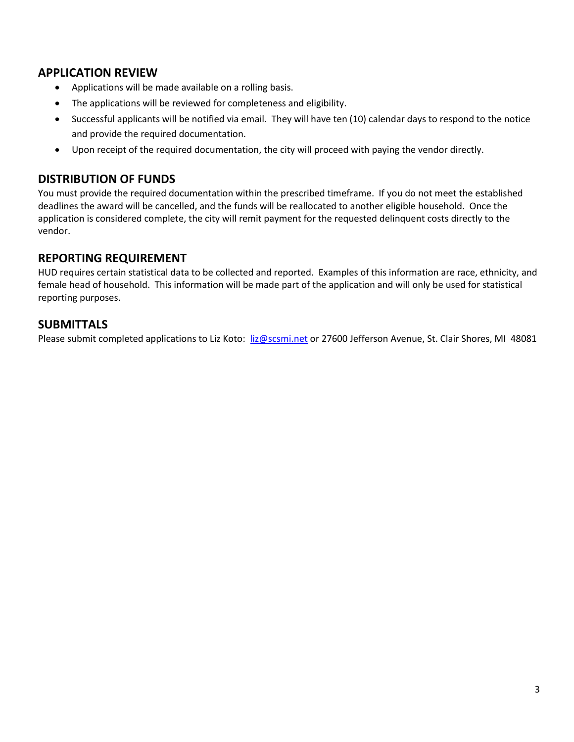## APPLICATION REVIEW

- Applications will be made available on a rolling basis.
- The applications will be reviewed for completeness and eligibility.
- Successful applicants will be notified via email. They will have ten (10) calendar days to respond to the notice and provide the required documentation.
- Upon receipt of the required documentation, the city will proceed with paying the vendor directly.

## DISTRIBUTION OF FUNDS

You must provide the required documentation within the prescribed timeframe. If you do not meet the established deadlines the award will be cancelled, and the funds will be reallocated to another eligible household. Once the application is considered complete, the city will remit payment for the requested delinquent costs directly to the vendor.

## REPORTING REQUIREMENT

HUD requires certain statistical data to be collected and reported. Examples of this information are race, ethnicity, and female head of household. This information will be made part of the application and will only be used for statistical reporting purposes.

## SUBMITTALS

Please submit completed applications to Liz Koto: [liz@scsmi.net](mailto:liz@scsmi.net) or 27600 Jefferson Avenue, St. Clair Shores, MI 48081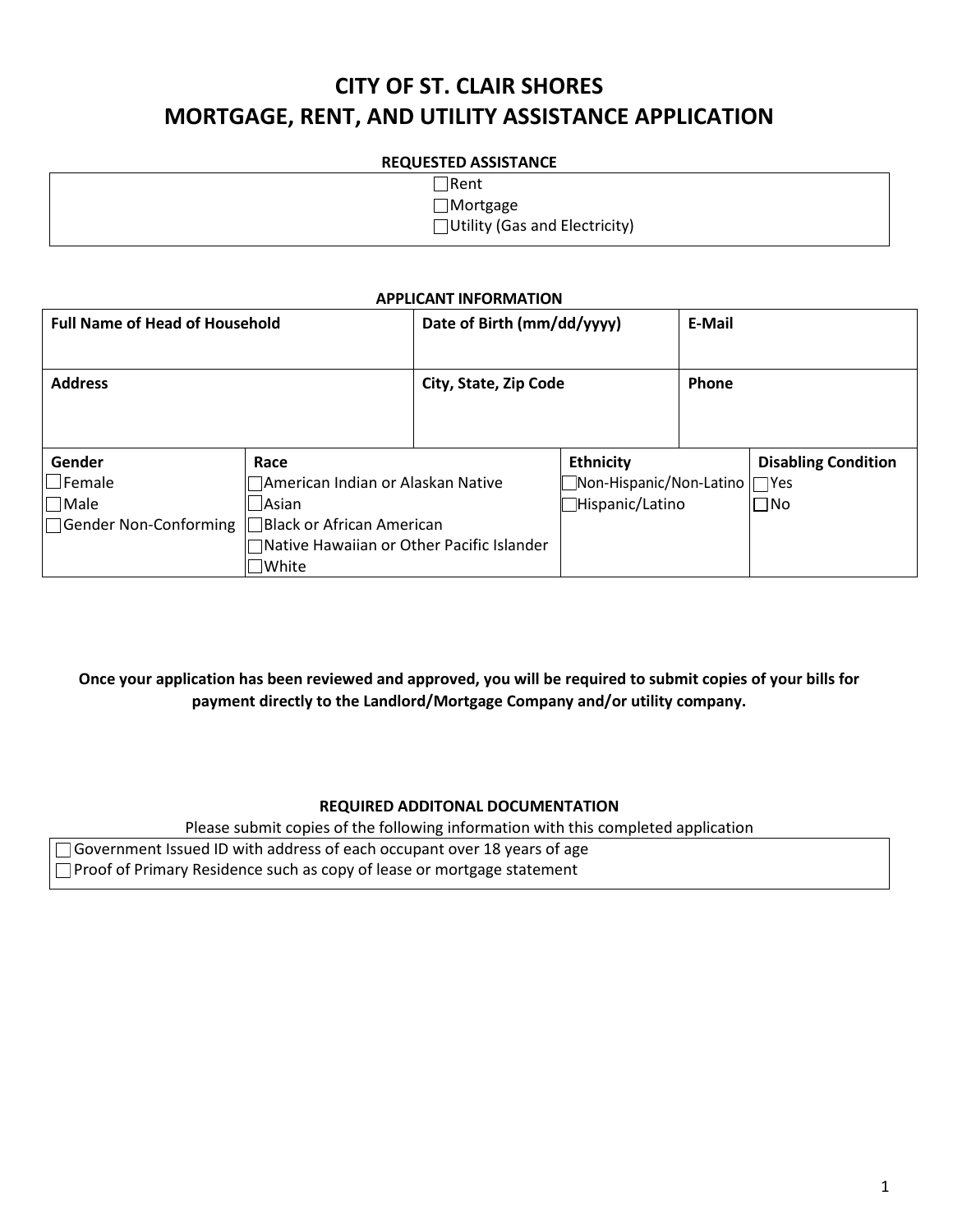# CITY OF ST. CLAIR SHORES
# MORTGAGE, RENT, AND UTILITY ASSISTANCE APPLICATION

**REQUESTED ASSISTANCE**

| |
|---|
| ☐Rent<br>☐Mortgage<br>☐Utility (Gas and Electricity) |

**APPLICANT INFORMATION**

| **Full Name of Head of Household** | **Date of Birth (mm/dd/yyyy)** | **E-Mail** |
|---|---|---|
| | | |
| **Address** | **City, State, Zip Code** | **Phone** |
| | | |

| **Gender** | **Race** | **Ethnicity** | **Disabling Condition** |
|---|---|---|---|
| ☐Female<br>☐Male<br>☐Gender Non-Conforming | ☐American Indian or Alaskan Native<br>☐Asian<br>☐Black or African American<br>☐Native Hawaiian or Other Pacific Islander<br>☐White | ☐Non-Hispanic/Non-Latino<br>☐Hispanic/Latino | ☐Yes<br>☐No |

**Once your application has been reviewed and approved, you will be required to submit copies of your bills for payment directly to the Landlord/Mortgage Company and/or utility company.**

**REQUIRED ADDITONAL DOCUMENTATION**

Please submit copies of the following information with this completed application

| |
|---|
| ☐Government Issued ID with address of each occupant over 18 years of age<br>☐Proof of Primary Residence such as copy of lease or mortgage statement |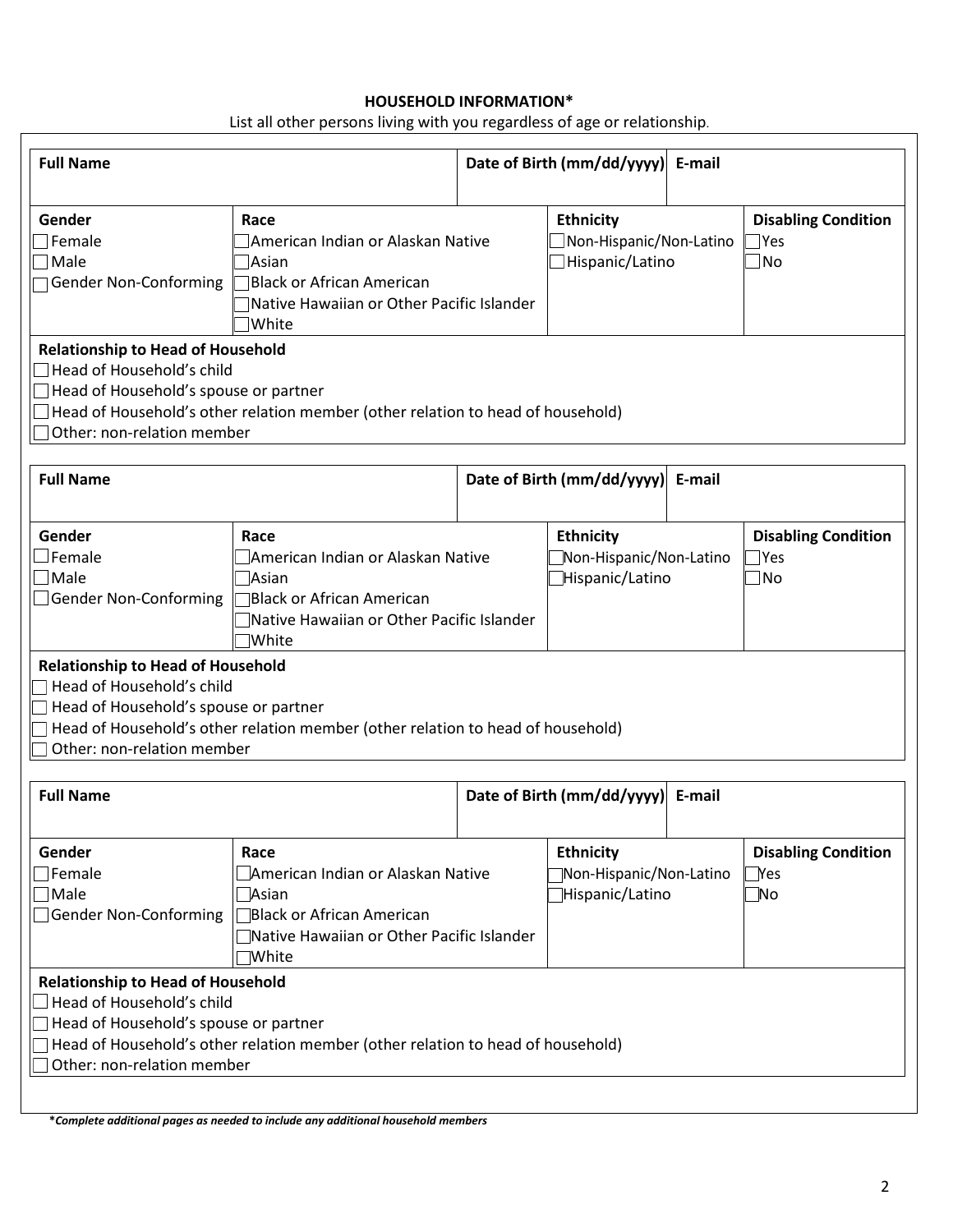**HOUSEHOLD INFORMATION***

List all other persons living with you regardless of age or relationship.

| Full Name | | Date of Birth (mm/dd/yyyy) | E-mail |
|---|---|---|---|
| | | | |

| Gender | Race | Ethnicity | Disabling Condition |
|---|---|---|---|
| ☐ Female<br>☐ Male<br>☐ Gender Non-Conforming | ☐ American Indian or Alaskan Native<br>☐ Asian<br>☐ Black or African American<br>☐ Native Hawaiian or Other Pacific Islander<br>☐ White | ☐ Non-Hispanic/Non-Latino<br>☐ Hispanic/Latino | ☐ Yes<br>☐ No |

**Relationship to Head of Household**

☐ Head of Household's child
☐ Head of Household's spouse or partner
☐ Head of Household's other relation member (other relation to head of household)
☐ Other: non-relation member

| Full Name | | Date of Birth (mm/dd/yyyy) | E-mail |
|---|---|---|---|
| | | | |

| Gender | Race | Ethnicity | Disabling Condition |
|---|---|---|---|
| ☐ Female<br>☐ Male<br>☐ Gender Non-Conforming | ☐ American Indian or Alaskan Native<br>☐ Asian<br>☐ Black or African American<br>☐ Native Hawaiian or Other Pacific Islander<br>☐ White | ☐ Non-Hispanic/Non-Latino<br>☐ Hispanic/Latino | ☐ Yes<br>☐ No |

**Relationship to Head of Household**

☐ Head of Household's child
☐ Head of Household's spouse or partner
☐ Head of Household's other relation member (other relation to head of household)
☐ Other: non-relation member

| Full Name | | Date of Birth (mm/dd/yyyy) | E-mail |
|---|---|---|---|
| | | | |

| Gender | Race | Ethnicity | Disabling Condition |
|---|---|---|---|
| ☐ Female<br>☐ Male<br>☐ Gender Non-Conforming | ☐ American Indian or Alaskan Native<br>☐ Asian<br>☐ Black or African American<br>☐ Native Hawaiian or Other Pacific Islander<br>☐ White | ☐ Non-Hispanic/Non-Latino<br>☐ Hispanic/Latino | ☐ Yes<br>☐ No |

**Relationship to Head of Household**

☐ Head of Household's child
☐ Head of Household's spouse or partner
☐ Head of Household's other relation member (other relation to head of household)
☐ Other: non-relation member

****Complete additional pages as needed to include any additional household members***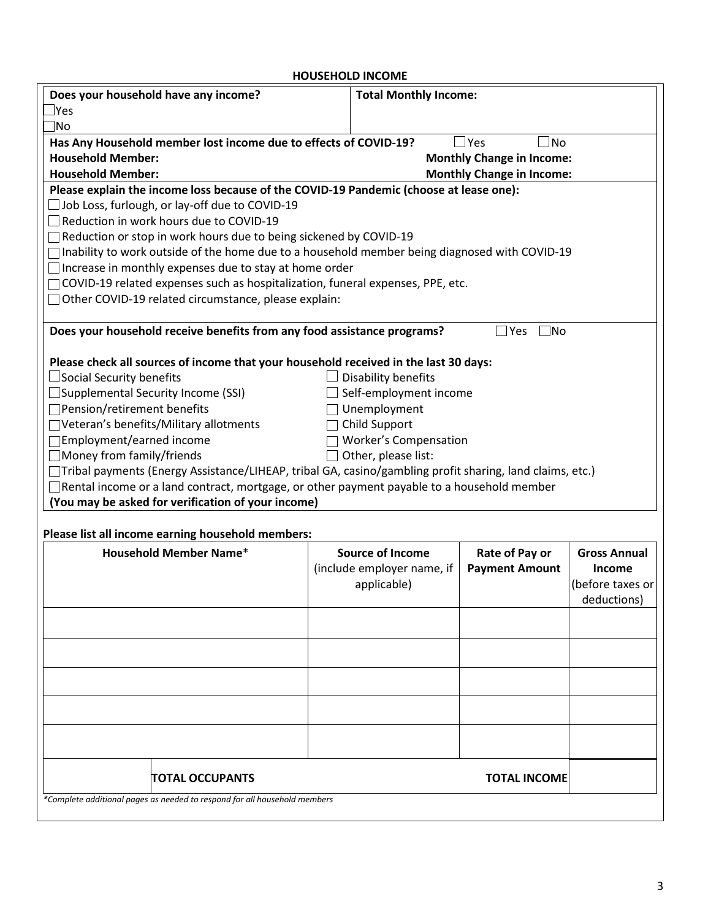## HOUSEHOLD INCOME

**Does your household have any income?**
☐Yes
☐No

**Total Monthly Income:**

**Has Any Household member lost income due to effects of COVID-19?** ☐Yes ☐No

**Household Member:** **Monthly Change in Income:**

**Household Member:** **Monthly Change in Income:**

**Please explain the income loss because of the COVID-19 Pandemic (choose at lease one):**

☐ Job Loss, furlough, or lay-off due to COVID-19
☐ Reduction in work hours due to COVID-19
☐ Reduction or stop in work hours due to being sickened by COVID-19
☐ Inability to work outside of the home due to a household member being diagnosed with COVID-19
☐ Increase in monthly expenses due to stay at home order
☐ COVID-19 related expenses such as hospitalization, funeral expenses, PPE, etc.
☐ Other COVID-19 related circumstance, please explain:

**Does your household receive benefits from any food assistance programs?** ☐Yes ☐No

**Please check all sources of income that your household received in the last 30 days:**

☐ Social Security benefits
☐ Supplemental Security Income (SSI)
☐ Pension/retirement benefits
☐ Veteran's benefits/Military allotments
☐ Employment/earned income
☐ Money from family/friends
☐ Disability benefits
☐ Self-employment income
☐ Unemployment
☐ Child Support
☐ Worker's Compensation
☐ Other, please list:
☐ Tribal payments (Energy Assistance/LIHEAP, tribal GA, casino/gambling profit sharing, land claims, etc.)
☐ Rental income or a land contract, mortgage, or other payment payable to a household member

**(You may be asked for verification of your income)**

**Please list all income earning household members:**

| Household Member Name* | Source of Income (include employer name, if applicable) | Rate of Pay or Payment Amount | Gross Annual Income (before taxes or deductions) |
|---|---|---|---|
| | | | |
| | | | |
| | | | |
| | | | |
| | | | |
| **TOTAL OCCUPANTS** | | **TOTAL INCOME** | |

*\*Complete additional pages as needed to respond for all household members*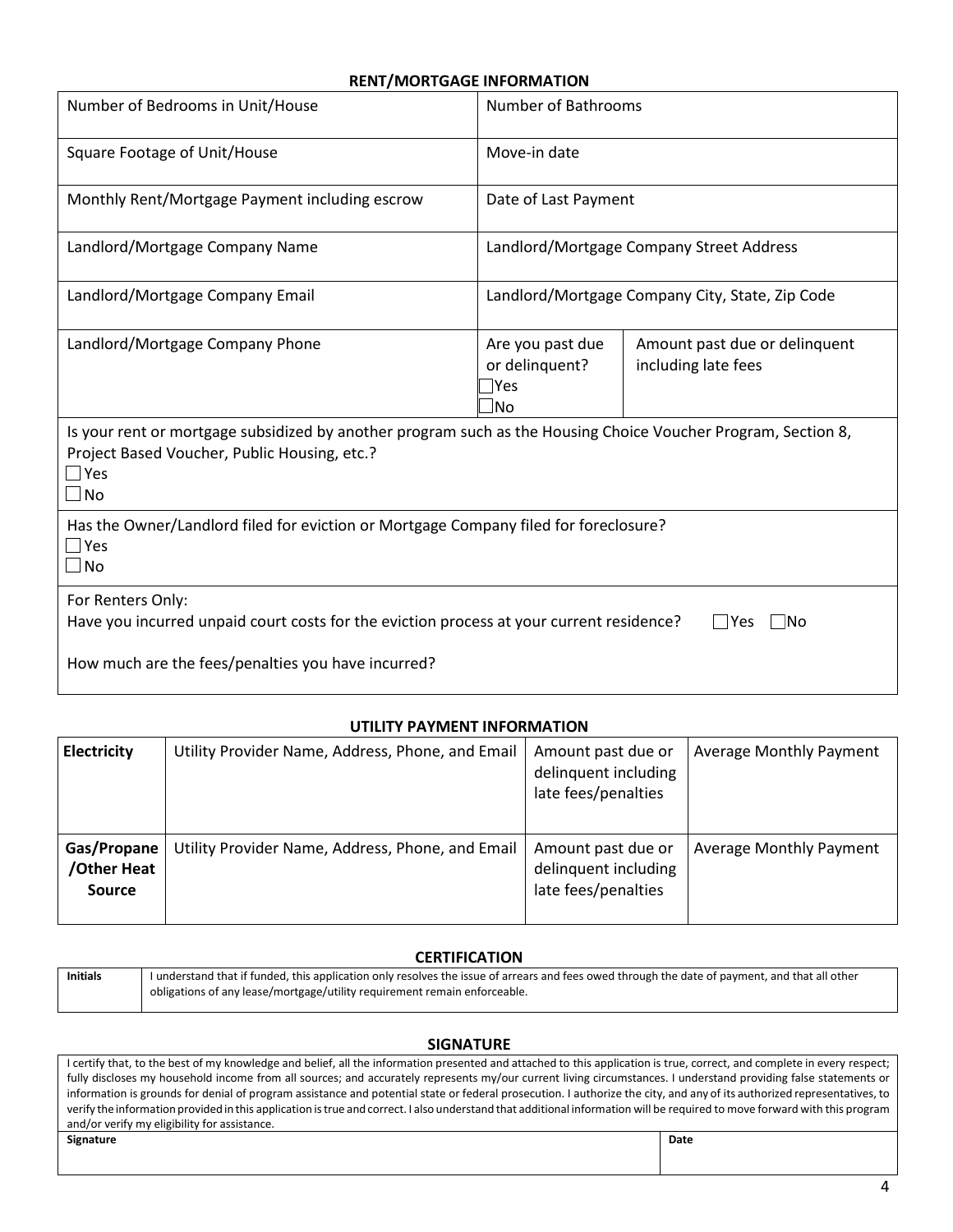## RENT/MORTGAGE INFORMATION

| Number of Bedrooms in Unit/House | Number of Bathrooms | |
|---|---|---|
| Square Footage of Unit/House | Move-in date | |
| Monthly Rent/Mortgage Payment including escrow | Date of Last Payment | |
| Landlord/Mortgage Company Name | Landlord/Mortgage Company Street Address | |
| Landlord/Mortgage Company Email | Landlord/Mortgage Company City, State, Zip Code | |
| Landlord/Mortgage Company Phone | Are you past due or delinquent? ☐Yes ☐No | Amount past due or delinquent including late fees |

Is your rent or mortgage subsidized by another program such as the Housing Choice Voucher Program, Section 8, Project Based Voucher, Public Housing, etc.?
☐ Yes
☐ No

Has the Owner/Landlord filed for eviction or Mortgage Company filed for foreclosure?
☐ Yes
☐ No

For Renters Only:
Have you incurred unpaid court costs for the eviction process at your current residence? ☐Yes ☐No

How much are the fees/penalties you have incurred?

## UTILITY PAYMENT INFORMATION

| **Electricity** | Utility Provider Name, Address, Phone, and Email | Amount past due or delinquent including late fees/penalties | Average Monthly Payment |
|---|---|---|---|
| **Gas/Propane /Other Heat Source** | Utility Provider Name, Address, Phone, and Email | Amount past due or delinquent including late fees/penalties | Average Monthly Payment |

## CERTIFICATION

| **Initials** | I understand that if funded, this application only resolves the issue of arrears and fees owed through the date of payment, and that all other obligations of any lease/mortgage/utility requirement remain enforceable. |
|---|---|

## SIGNATURE

I certify that, to the best of my knowledge and belief, all the information presented and attached to this application is true, correct, and complete in every respect; fully discloses my household income from all sources; and accurately represents my/our current living circumstances. I understand providing false statements or information is grounds for denial of program assistance and potential state or federal prosecution. I authorize the city, and any of its authorized representatives, to verify the information provided in this application is true and correct. I also understand that additional information will be required to move forward with this program and/or verify my eligibility for assistance.

| **Signature** | **Date** |
|---|---|
| | |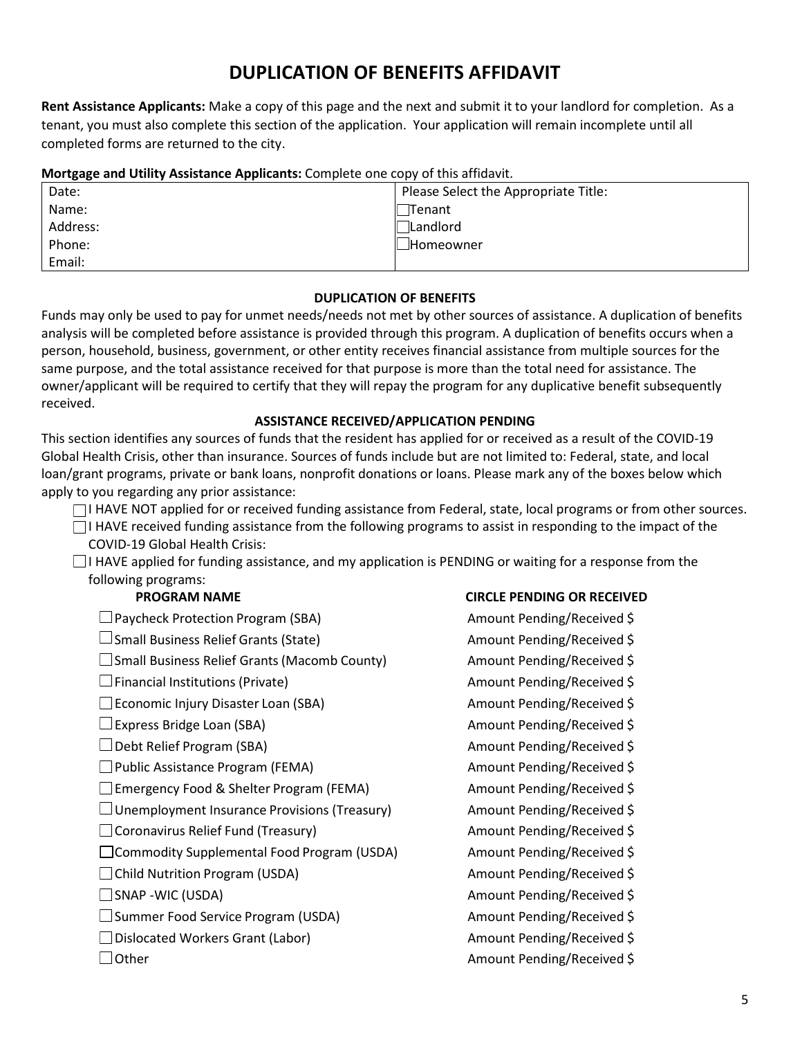# DUPLICATION OF BENEFITS AFFIDAVIT

**Rent Assistance Applicants:** Make a copy of this page and the next and submit it to your landlord for completion. As a tenant, you must also complete this section of the application. Your application will remain incomplete until all completed forms are returned to the city.

**Mortgage and Utility Assistance Applicants:** Complete one copy of this affidavit.

| Date: | Please Select the Appropriate Title: |
|---|---|
| Name: | ☐Tenant |
| Address: | ☐Landlord |
| Phone: | ☐Homeowner |
| Email: | |

**DUPLICATION OF BENEFITS**

Funds may only be used to pay for unmet needs/needs not met by other sources of assistance. A duplication of benefits analysis will be completed before assistance is provided through this program. A duplication of benefits occurs when a person, household, business, government, or other entity receives financial assistance from multiple sources for the same purpose, and the total assistance received for that purpose is more than the total need for assistance. The owner/applicant will be required to certify that they will repay the program for any duplicative benefit subsequently received.

**ASSISTANCE RECEIVED/APPLICATION PENDING**

This section identifies any sources of funds that the resident has applied for or received as a result of the COVID-19 Global Health Crisis, other than insurance. Sources of funds include but are not limited to: Federal, state, and local loan/grant programs, private or bank loans, nonprofit donations or loans. Please mark any of the boxes below which apply to you regarding any prior assistance:

- ☐ I HAVE NOT applied for or received funding assistance from Federal, state, local programs or from other sources.
- ☐ I HAVE received funding assistance from the following programs to assist in responding to the impact of the COVID-19 Global Health Crisis:
- ☐ I HAVE applied for funding assistance, and my application is PENDING or waiting for a response from the following programs:

| PROGRAM NAME | CIRCLE PENDING OR RECEIVED |
|---|---|
| ☐ Paycheck Protection Program (SBA) | Amount Pending/Received $ |
| ☐ Small Business Relief Grants (State) | Amount Pending/Received $ |
| ☐ Small Business Relief Grants (Macomb County) | Amount Pending/Received $ |
| ☐ Financial Institutions (Private) | Amount Pending/Received $ |
| ☐ Economic Injury Disaster Loan (SBA) | Amount Pending/Received $ |
| ☐ Express Bridge Loan (SBA) | Amount Pending/Received $ |
| ☐ Debt Relief Program (SBA) | Amount Pending/Received $ |
| ☐ Public Assistance Program (FEMA) | Amount Pending/Received $ |
| ☐ Emergency Food & Shelter Program (FEMA) | Amount Pending/Received $ |
| ☐ Unemployment Insurance Provisions (Treasury) | Amount Pending/Received $ |
| ☐ Coronavirus Relief Fund (Treasury) | Amount Pending/Received $ |
| ☐ Commodity Supplemental Food Program (USDA) | Amount Pending/Received $ |
| ☐ Child Nutrition Program (USDA) | Amount Pending/Received $ |
| ☐ SNAP -WIC (USDA) | Amount Pending/Received $ |
| ☐ Summer Food Service Program (USDA) | Amount Pending/Received $ |
| ☐ Dislocated Workers Grant (Labor) | Amount Pending/Received $ |
| ☐ Other | Amount Pending/Received $ |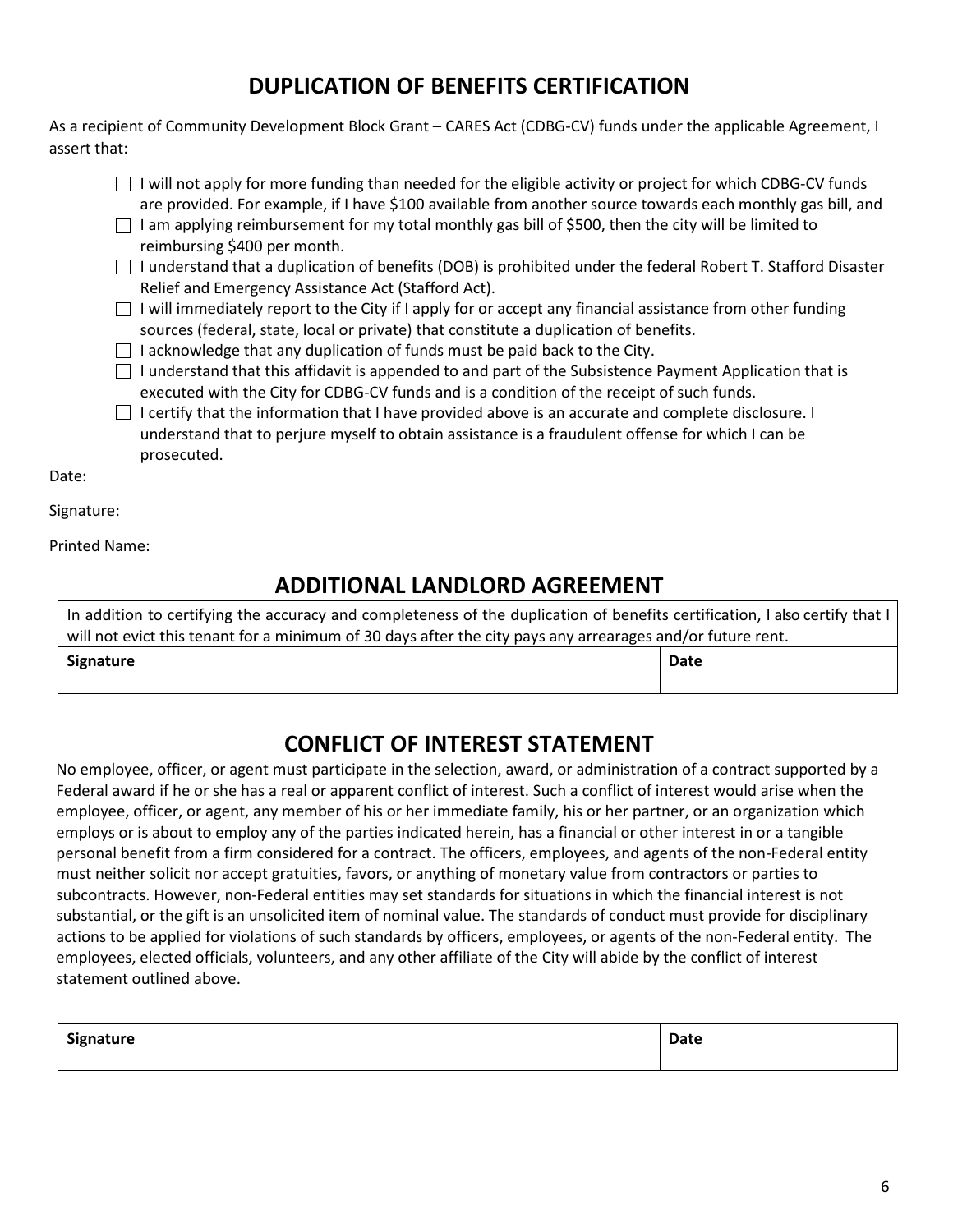## DUPLICATION OF BENEFITS CERTIFICATION

As a recipient of Community Development Block Grant – CARES Act (CDBG-CV) funds under the applicable Agreement, I assert that:

- ☐ I will not apply for more funding than needed for the eligible activity or project for which CDBG-CV funds are provided. For example, if I have $100 available from another source towards each monthly gas bill, and
- ☐ I am applying reimbursement for my total monthly gas bill of $500, then the city will be limited to reimbursing $400 per month.
- ☐ I understand that a duplication of benefits (DOB) is prohibited under the federal Robert T. Stafford Disaster Relief and Emergency Assistance Act (Stafford Act).
- ☐ I will immediately report to the City if I apply for or accept any financial assistance from other funding sources (federal, state, local or private) that constitute a duplication of benefits.
- ☐ I acknowledge that any duplication of funds must be paid back to the City.
- ☐ I understand that this affidavit is appended to and part of the Subsistence Payment Application that is executed with the City for CDBG-CV funds and is a condition of the receipt of such funds.
- ☐ I certify that the information that I have provided above is an accurate and complete disclosure. I understand that to perjure myself to obtain assistance is a fraudulent offense for which I can be prosecuted.

Date:

Signature:

Printed Name:

## ADDITIONAL LANDLORD AGREEMENT

| In addition to certifying the accuracy and completeness of the duplication of benefits certification, I also certify that I will not evict this tenant for a minimum of 30 days after the city pays any arrearages and/or future rent. | |
|---|---|
| **Signature** | **Date** |

## CONFLICT OF INTEREST STATEMENT

No employee, officer, or agent must participate in the selection, award, or administration of a contract supported by a Federal award if he or she has a real or apparent conflict of interest. Such a conflict of interest would arise when the employee, officer, or agent, any member of his or her immediate family, his or her partner, or an organization which employs or is about to employ any of the parties indicated herein, has a financial or other interest in or a tangible personal benefit from a firm considered for a contract. The officers, employees, and agents of the non-Federal entity must neither solicit nor accept gratuities, favors, or anything of monetary value from contractors or parties to subcontracts. However, non-Federal entities may set standards for situations in which the financial interest is not substantial, or the gift is an unsolicited item of nominal value. The standards of conduct must provide for disciplinary actions to be applied for violations of such standards by officers, employees, or agents of the non-Federal entity. The employees, elected officials, volunteers, and any other affiliate of the City will abide by the conflict of interest statement outlined above.

| **Signature** | **Date** |
|---|---|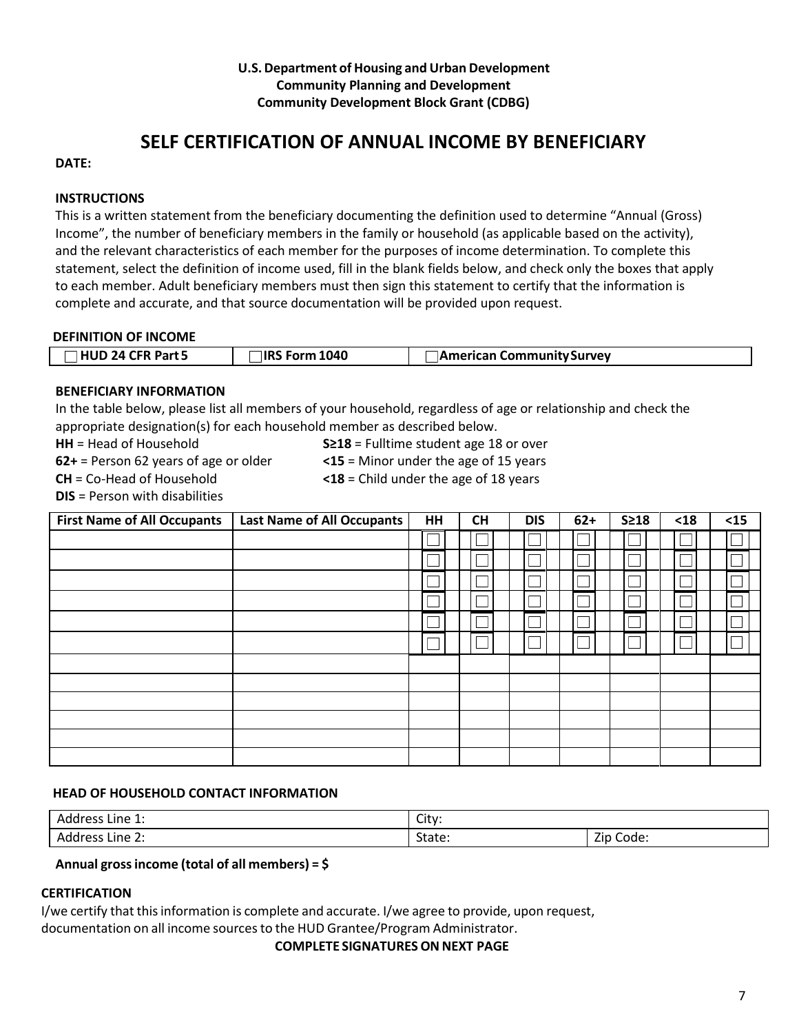**U.S. Department of Housing and Urban Development**
**Community Planning and Development**
**Community Development Block Grant (CDBG)**

# SELF CERTIFICATION OF ANNUAL INCOME BY BENEFICIARY

**DATE:**

**INSTRUCTIONS**

This is a written statement from the beneficiary documenting the definition used to determine "Annual (Gross) Income", the number of beneficiary members in the family or household (as applicable based on the activity), and the relevant characteristics of each member for the purposes of income determination. To complete this statement, select the definition of income used, fill in the blank fields below, and check only the boxes that apply to each member. Adult beneficiary members must then sign this statement to certify that the information is complete and accurate, and that source documentation will be provided upon request.

**DEFINITION OF INCOME**

| ☐ **HUD 24 CFR Part 5** | ☐ **IRS Form 1040** | ☐ **American Community Survey** |
|---|---|---|

**BENEFICIARY INFORMATION**

In the table below, please list all members of your household, regardless of age or relationship and check the appropriate designation(s) for each household member as described below.

**HH** = Head of Household
**62+** = Person 62 years of age or older
**CH** = Co-Head of Household
**DIS** = Person with disabilities
**S≥18** = Fulltime student age 18 or over
**<15** = Minor under the age of 15 years
**<18** = Child under the age of 18 years

| First Name of All Occupants | Last Name of All Occupants | HH | CH | DIS | 62+ | S≥18 | <18 | <15 |
|---|---|---|---|---|---|---|---|---|
| | | ☐ | ☐ | ☐ | ☐ | ☐ | ☐ | ☐ |
| | | ☐ | ☐ | ☐ | ☐ | ☐ | ☐ | ☐ |
| | | ☐ | ☐ | ☐ | ☐ | ☐ | ☐ | ☐ |
| | | ☐ | ☐ | ☐ | ☐ | ☐ | ☐ | ☐ |
| | | ☐ | ☐ | ☐ | ☐ | ☐ | ☐ | ☐ |
| | | ☐ | ☐ | ☐ | ☐ | ☐ | ☐ | ☐ |
| | | | | | | | | |
| | | | | | | | | |
| | | | | | | | | |
| | | | | | | | | |
| | | | | | | | | |
| | | | | | | | | |

**HEAD OF HOUSEHOLD CONTACT INFORMATION**

| Address Line 1: | City: | |
|---|---|---|
| Address Line 2: | State: | Zip Code: |

**Annual gross income (total of all members) = $**

**CERTIFICATION**

I/we certify that this information is complete and accurate. I/we agree to provide, upon request, documentation on all income sources to the HUD Grantee/Program Administrator.

**COMPLETE SIGNATURES ON NEXT PAGE**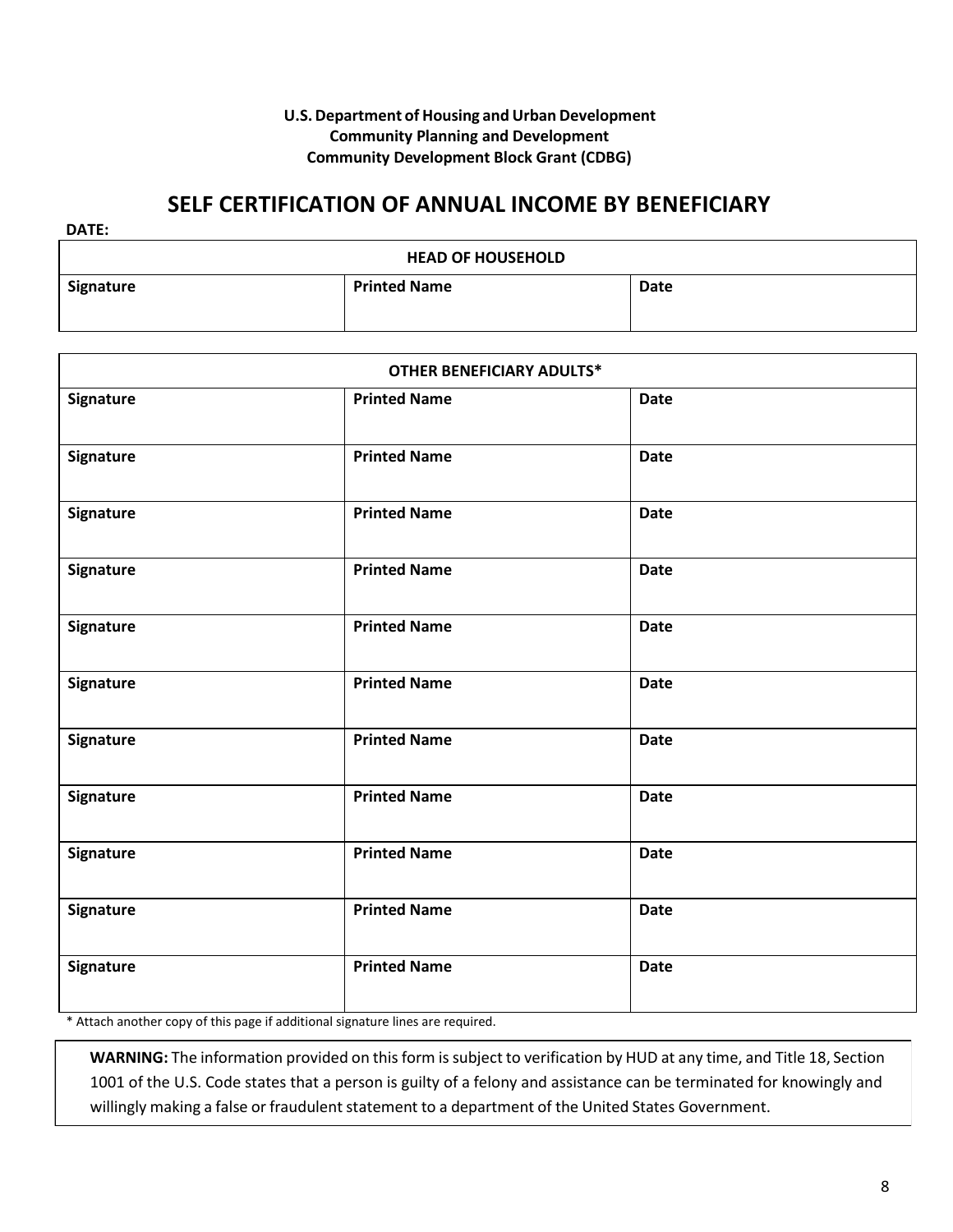**U.S. Department of Housing and Urban Development**
**Community Planning and Development**
**Community Development Block Grant (CDBG)**

# SELF CERTIFICATION OF ANNUAL INCOME BY BENEFICIARY

**DATE:**

| HEAD OF HOUSEHOLD | | |
|---|---|---|
| **Signature** | **Printed Name** | **Date** |

| OTHER BENEFICIARY ADULTS* | | |
|---|---|---|
| **Signature** | **Printed Name** | **Date** |
| **Signature** | **Printed Name** | **Date** |
| **Signature** | **Printed Name** | **Date** |
| **Signature** | **Printed Name** | **Date** |
| **Signature** | **Printed Name** | **Date** |
| **Signature** | **Printed Name** | **Date** |
| **Signature** | **Printed Name** | **Date** |
| **Signature** | **Printed Name** | **Date** |
| **Signature** | **Printed Name** | **Date** |
| **Signature** | **Printed Name** | **Date** |
| **Signature** | **Printed Name** | **Date** |

* Attach another copy of this page if additional signature lines are required.

**WARNING:** The information provided on this form is subject to verification by HUD at any time, and Title 18, Section 1001 of the U.S. Code states that a person is guilty of a felony and assistance can be terminated for knowingly and willingly making a false or fraudulent statement to a department of the United States Government.